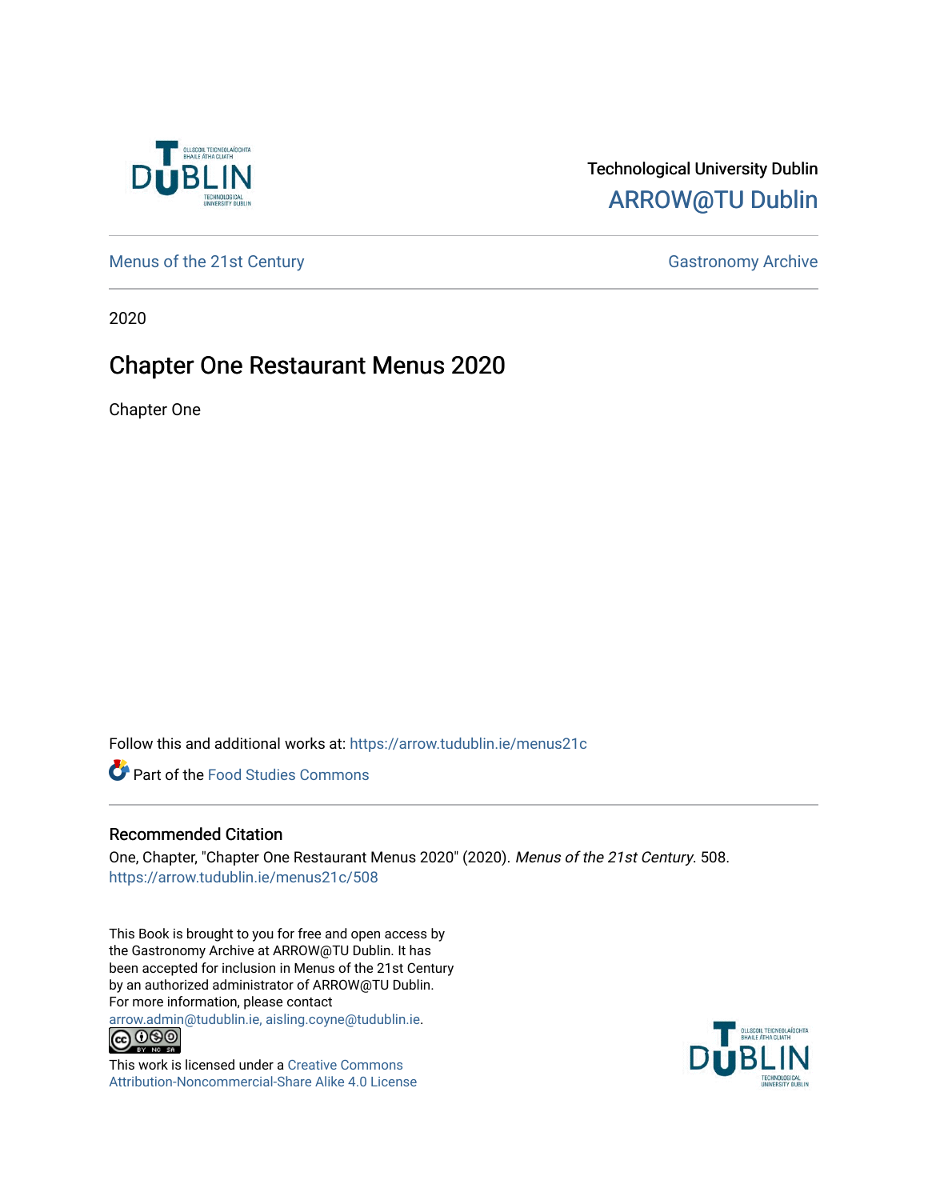Technological University Dublin
ARROW@TU Dublin

Menus of the 21st Century | Gastronomy Archive

2020

# Chapter One Restaurant Menus 2020

Chapter One

Follow this and additional works at: https://arrow.tudublin.ie/menus21c

Part of the Food Studies Commons

## Recommended Citation

One, Chapter, "Chapter One Restaurant Menus 2020" (2020). *Menus of the 21st Century*. 508.
https://arrow.tudublin.ie/menus21c/508

This Book is brought to you for free and open access by the Gastronomy Archive at ARROW@TU Dublin. It has been accepted for inclusion in Menus of the 21st Century by an authorized administrator of ARROW@TU Dublin. For more information, please contact arrow.admin@tudublin.ie, aisling.coyne@tudublin.ie.

This work is licensed under a Creative Commons Attribution-Noncommercial-Share Alike 4.0 License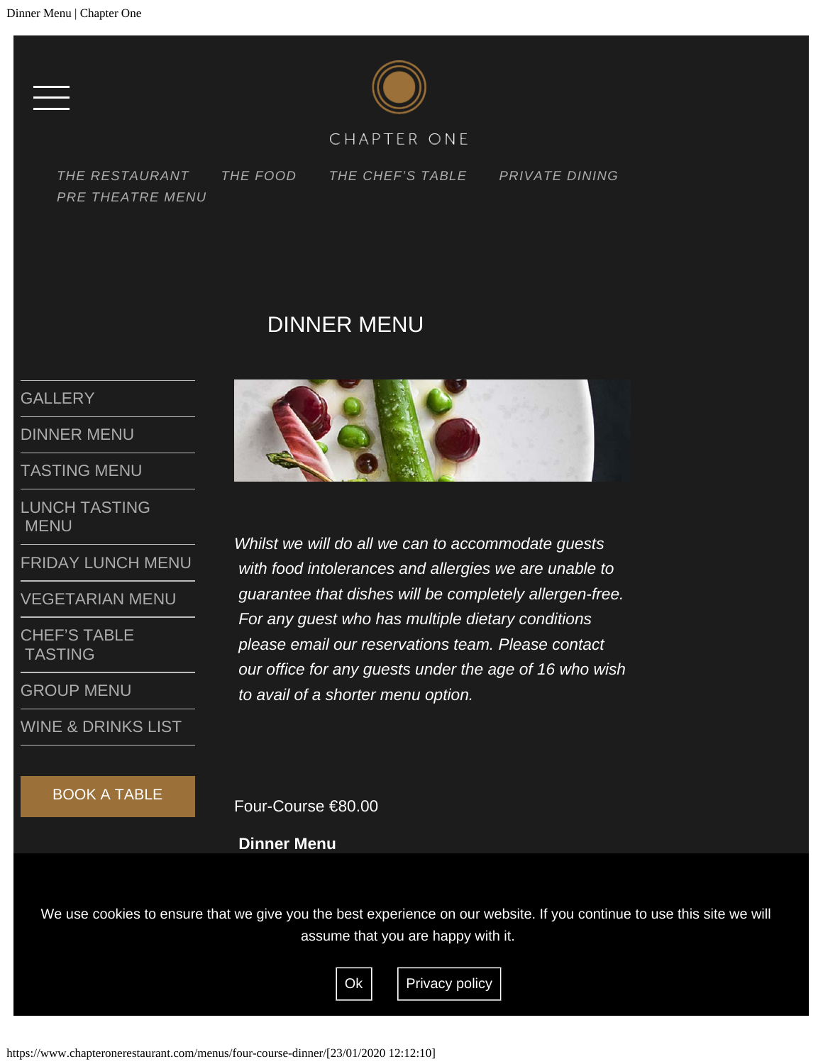CHAPTER ONE

THE RESTAURANT THE FOOD THE CHEF'S TABLE PRIVATE DINING PRE THEATRE MENU

# DINNER MENU

- GALLERY
- DINNER MENU
- TASTING MENU
- LUNCH TASTING MENU
- FRIDAY LUNCH MENU
- VEGETARIAN MENU
- CHEF'S TABLE TASTING
- GROUP MENU
- WINE & DRINKS LIST

BOOK A TABLE

*Whilst we will do all we can to accommodate guests with food intolerances and allergies we are unable to guarantee that dishes will be completely allergen-free. For any guest who has multiple dietary conditions please email our reservations team. Please contact our office for any guests under the age of 16 who wish to avail of a shorter menu option.*

Four-Course €80.00

**Dinner Menu**

We use cookies to ensure that we give you the best experience on our website. If you continue to use this site we will assume that you are happy with it.

Ok Privacy policy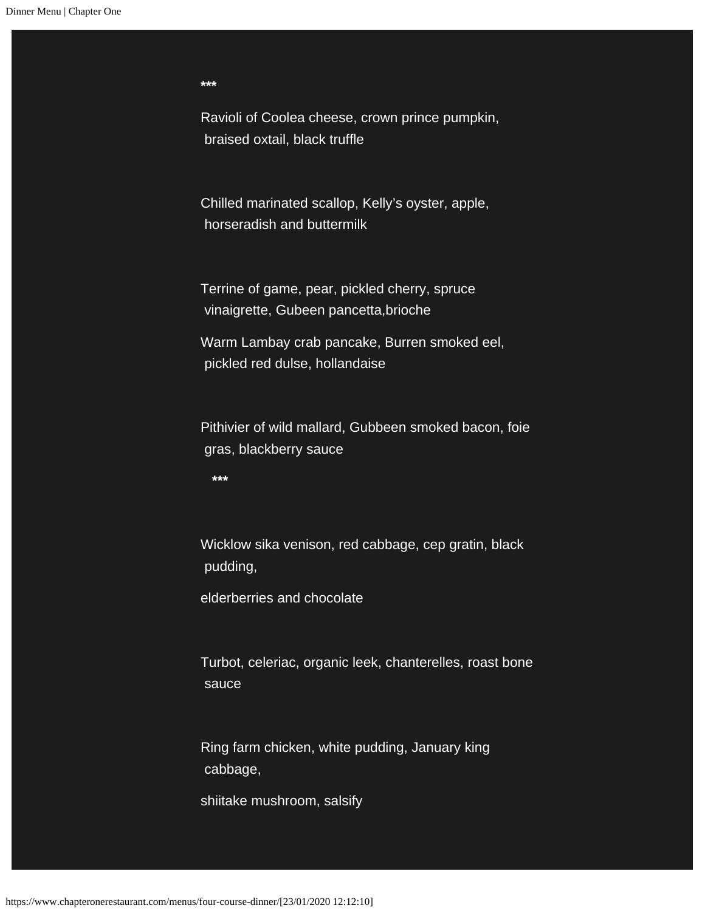***

Ravioli of Coolea cheese, crown prince pumpkin, braised oxtail, black truffle

Chilled marinated scallop, Kelly's oyster, apple, horseradish and buttermilk

Terrine of game, pear, pickled cherry, spruce vinaigrette, Gubeen pancetta,brioche

Warm Lambay crab pancake, Burren smoked eel, pickled red dulse, hollandaise

Pithivier of wild mallard, Gubbeen smoked bacon, foie gras, blackberry sauce

***

Wicklow sika venison, red cabbage, cep gratin, black pudding,

elderberries and chocolate

Turbot, celeriac, organic leek, chanterelles, roast bone sauce

Ring farm chicken, white pudding, January king cabbage,

shiitake mushroom, salsify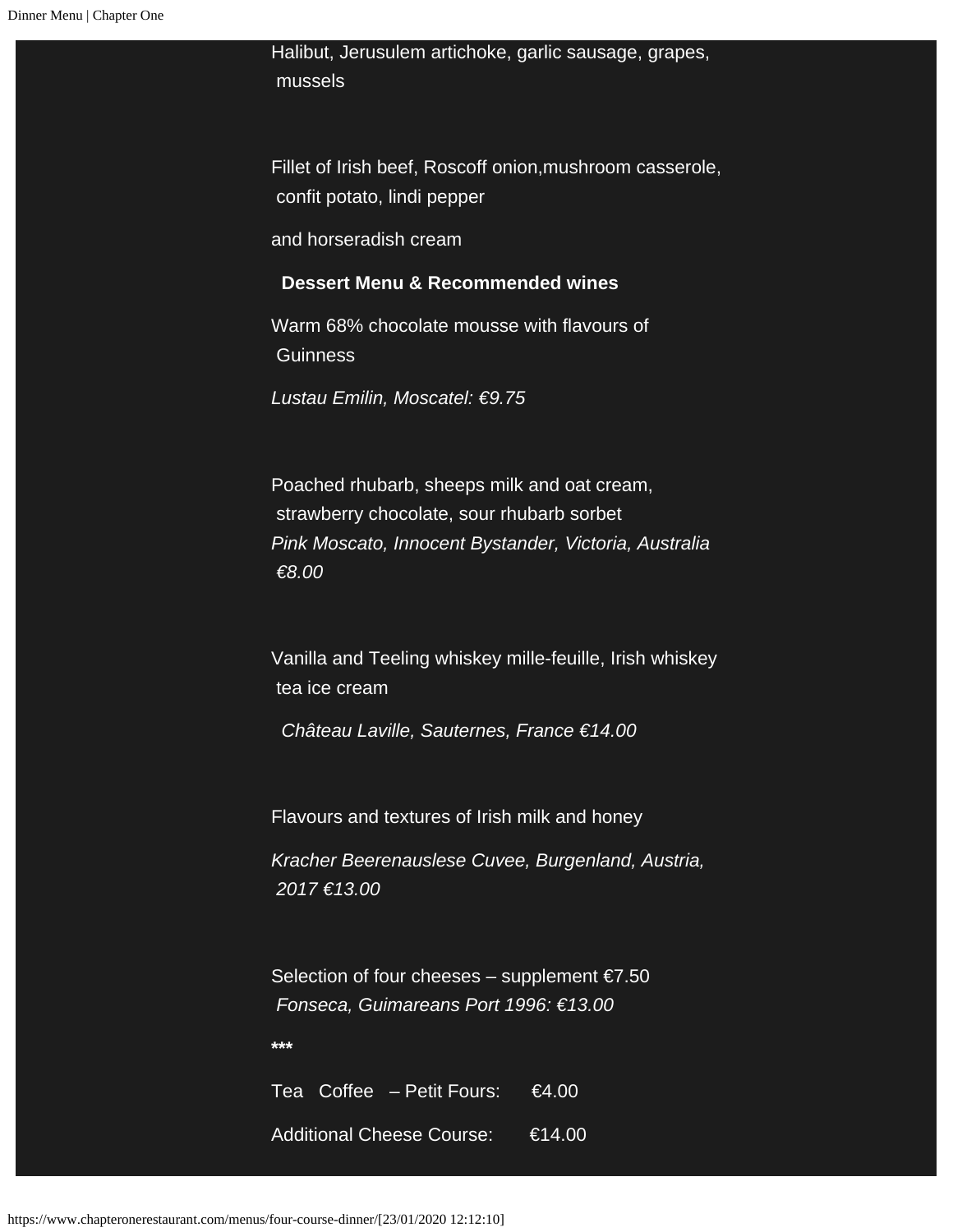Halibut, Jerusulem artichoke, garlic sausage, grapes, mussels

Fillet of Irish beef, Roscoff onion,mushroom casserole, confit potato, lindi pepper

and horseradish cream

**Dessert Menu & Recommended wines**

Warm 68% chocolate mousse with flavours of Guinness

*Lustau Emilin, Moscatel: €9.75*

Poached rhubarb, sheeps milk and oat cream, strawberry chocolate, sour rhubarb sorbet
*Pink Moscato, Innocent Bystander, Victoria, Australia €8.00*

Vanilla and Teeling whiskey mille-feuille, Irish whiskey tea ice cream

*Château Laville, Sauternes, France €14.00*

Flavours and textures of Irish milk and honey

*Kracher Beerenauslese Cuvee, Burgenland, Austria, 2017 €13.00*

Selection of four cheeses – supplement €7.50
*Fonseca, Guimareans Port 1996: €13.00*

**\*\*\***

Tea Coffee – Petit Fours: €4.00

Additional Cheese Course: €14.00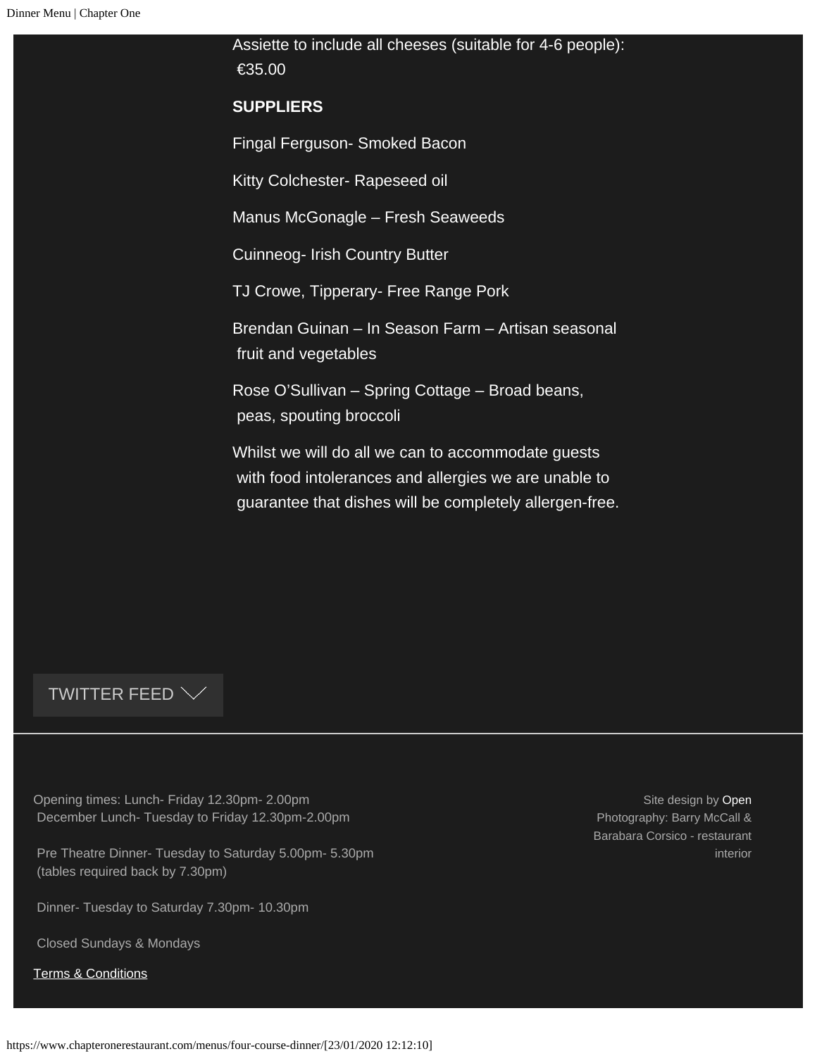Assiette to include all cheeses (suitable for 4-6 people): €35.00

**SUPPLIERS**

Fingal Ferguson- Smoked Bacon

Kitty Colchester- Rapeseed oil

Manus McGonagle – Fresh Seaweeds

Cuinneog- Irish Country Butter

TJ Crowe, Tipperary- Free Range Pork

Brendan Guinan – In Season Farm – Artisan seasonal fruit and vegetables

Rose O'Sullivan – Spring Cottage – Broad beans, peas, spouting broccoli

Whilst we will do all we can to accommodate guests with food intolerances and allergies we are unable to guarantee that dishes will be completely allergen-free.

TWITTER FEED

Opening times: Lunch- Friday 12.30pm- 2.00pm
December Lunch- Tuesday to Friday 12.30pm-2.00pm

Pre Theatre Dinner- Tuesday to Saturday 5.00pm- 5.30pm (tables required back by 7.30pm)

Dinner- Tuesday to Saturday 7.30pm- 10.30pm

Closed Sundays & Mondays

Terms & Conditions

Site design by Open
Photography: Barry McCall & Barabara Corsico - restaurant interior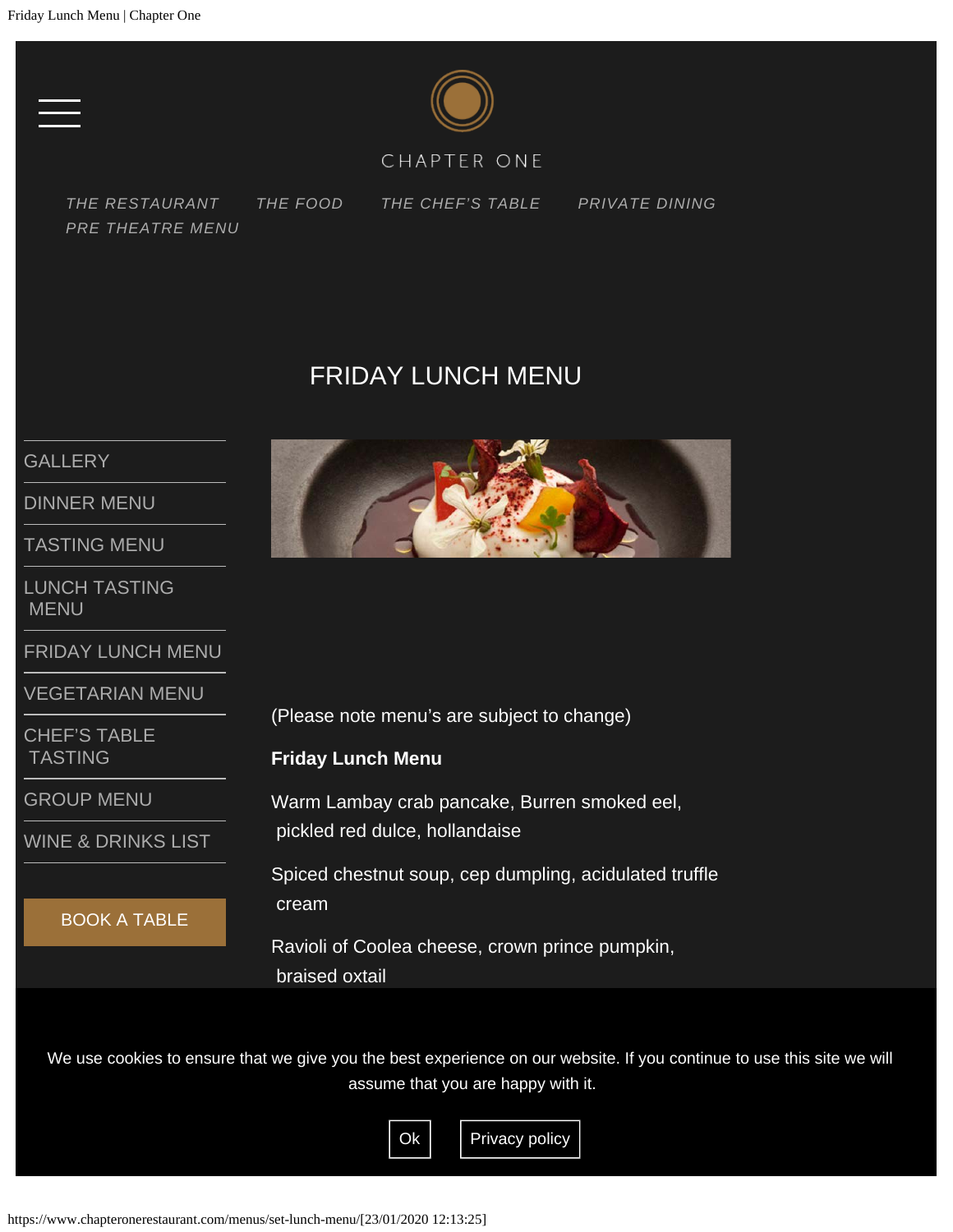CHAPTER ONE

*THE RESTAURANT* *THE FOOD* *THE CHEF'S TABLE* *PRIVATE DINING* *PRE THEATRE MENU*

# FRIDAY LUNCH MENU

- GALLERY
- DINNER MENU
- TASTING MENU
- LUNCH TASTING MENU
- FRIDAY LUNCH MENU
- VEGETARIAN MENU
- CHEF'S TABLE TASTING
- GROUP MENU
- WINE & DRINKS LIST

BOOK A TABLE

(Please note menu's are subject to change)

**Friday Lunch Menu**

Warm Lambay crab pancake, Burren smoked eel, pickled red dulce, hollandaise

Spiced chestnut soup, cep dumpling, acidulated truffle cream

Ravioli of Coolea cheese, crown prince pumpkin, braised oxtail

We use cookies to ensure that we give you the best experience on our website. If you continue to use this site we will assume that you are happy with it.

Ok Privacy policy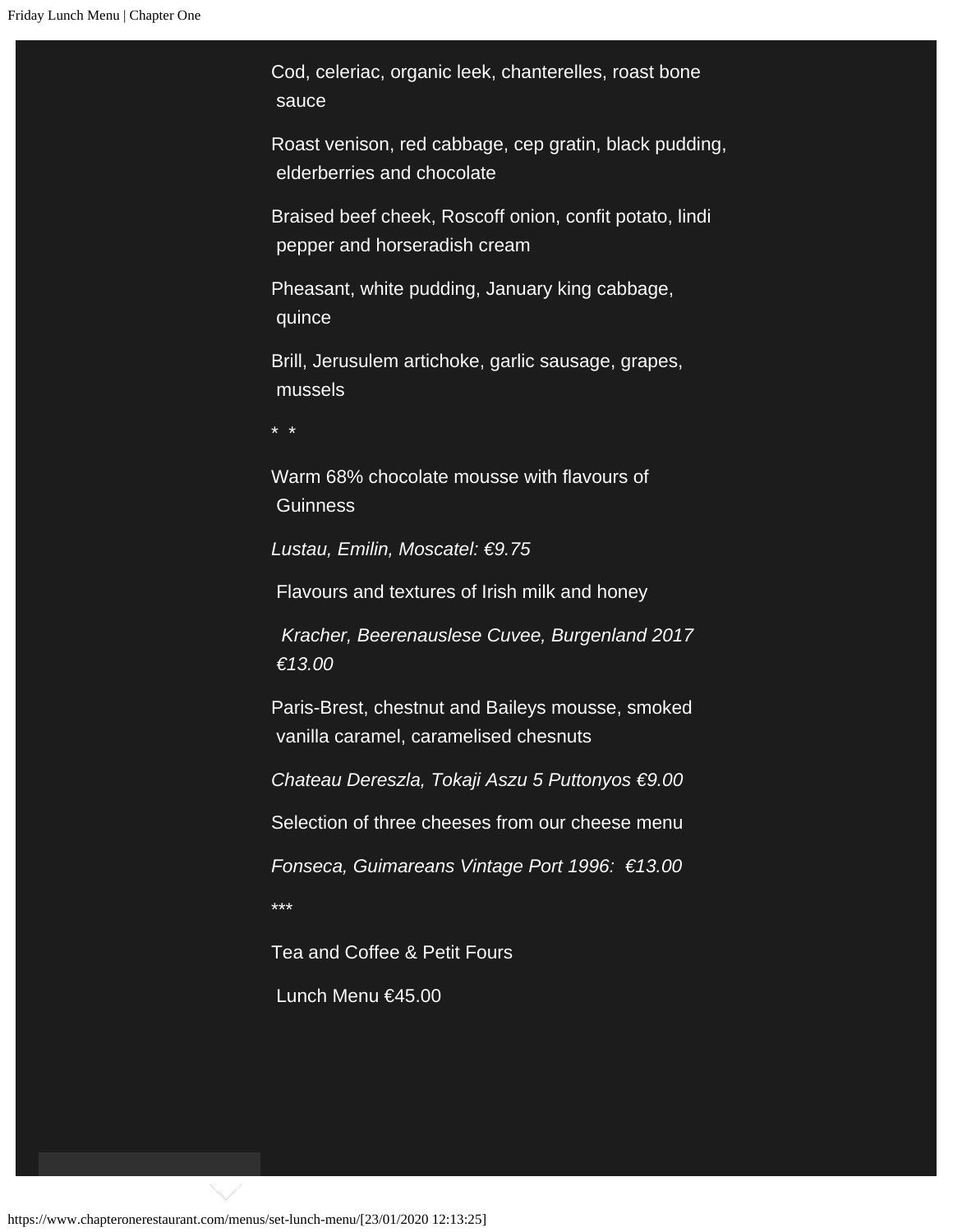Cod, celeriac, organic leek, chanterelles, roast bone sauce

Roast venison, red cabbage, cep gratin, black pudding, elderberries and chocolate

Braised beef cheek, Roscoff onion, confit potato, lindi pepper and horseradish cream

Pheasant, white pudding, January king cabbage, quince

Brill, Jerusulem artichoke, garlic sausage, grapes, mussels

* *

Warm 68% chocolate mousse with flavours of Guinness

*Lustau, Emilin, Moscatel: €9.75*

Flavours and textures of Irish milk and honey

*Kracher, Beerenauslese Cuvee, Burgenland 2017 €13.00*

Paris-Brest, chestnut and Baileys mousse, smoked vanilla caramel, caramelised chesnuts

*Chateau Dereszla, Tokaji Aszu 5 Puttonyos €9.00*

Selection of three cheeses from our cheese menu

*Fonseca, Guimareans Vintage Port 1996: €13.00*

***

Tea and Coffee & Petit Fours

Lunch Menu €45.00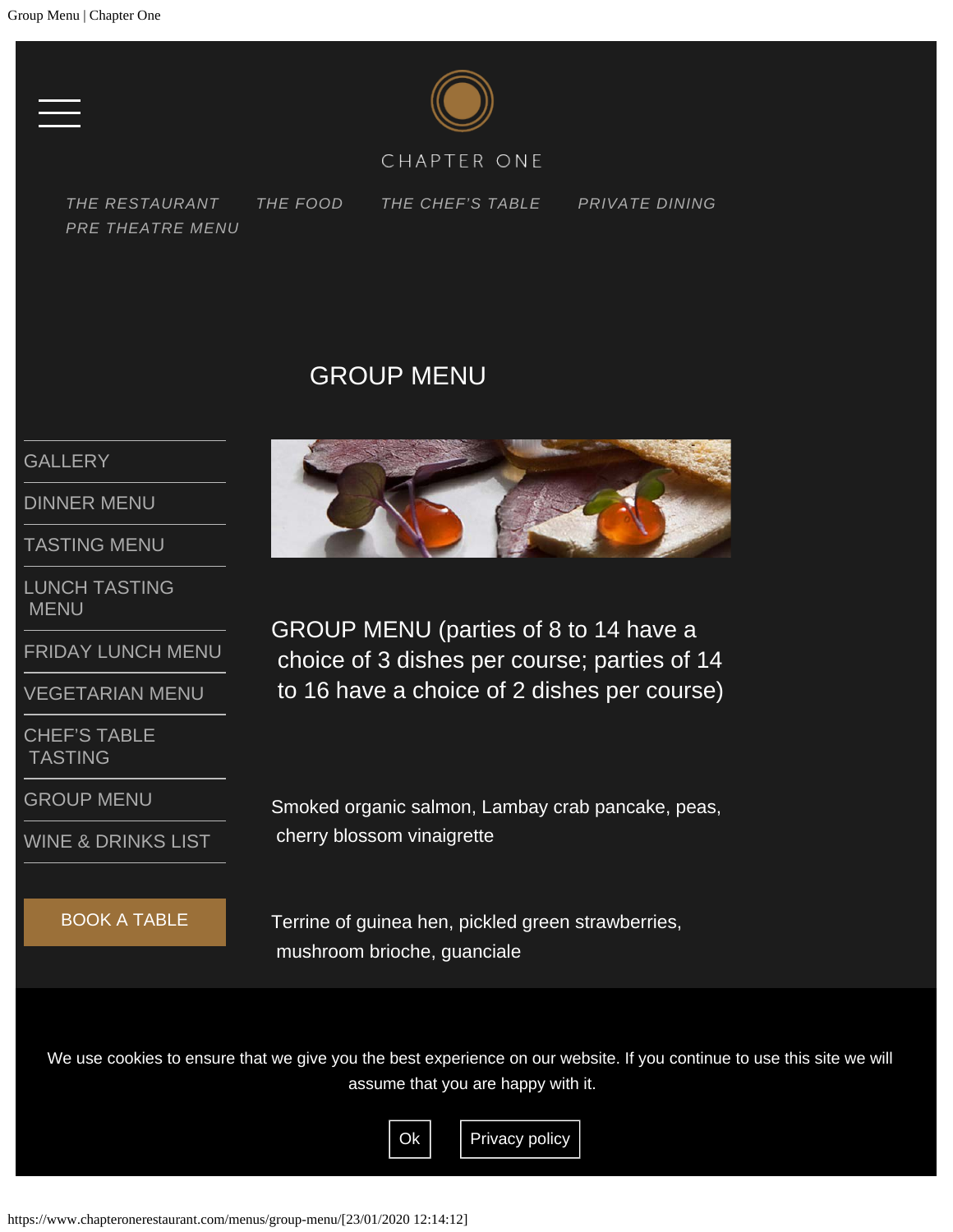CHAPTER ONE

*THE RESTAURANT* *THE FOOD* *THE CHEF'S TABLE* *PRIVATE DINING* *PRE THEATRE MENU*

# GROUP MENU

- GALLERY
- DINNER MENU
- TASTING MENU
- LUNCH TASTING MENU
- FRIDAY LUNCH MENU
- VEGETARIAN MENU
- CHEF'S TABLE TASTING
- GROUP MENU
- WINE & DRINKS LIST

BOOK A TABLE

## GROUP MENU (parties of 8 to 14 have a choice of 3 dishes per course; parties of 14 to 16 have a choice of 2 dishes per course)

Smoked organic salmon, Lambay crab pancake, peas, cherry blossom vinaigrette

Terrine of guinea hen, pickled green strawberries, mushroom brioche, guanciale

We use cookies to ensure that we give you the best experience on our website. If you continue to use this site we will assume that you are happy with it.

Ok Privacy policy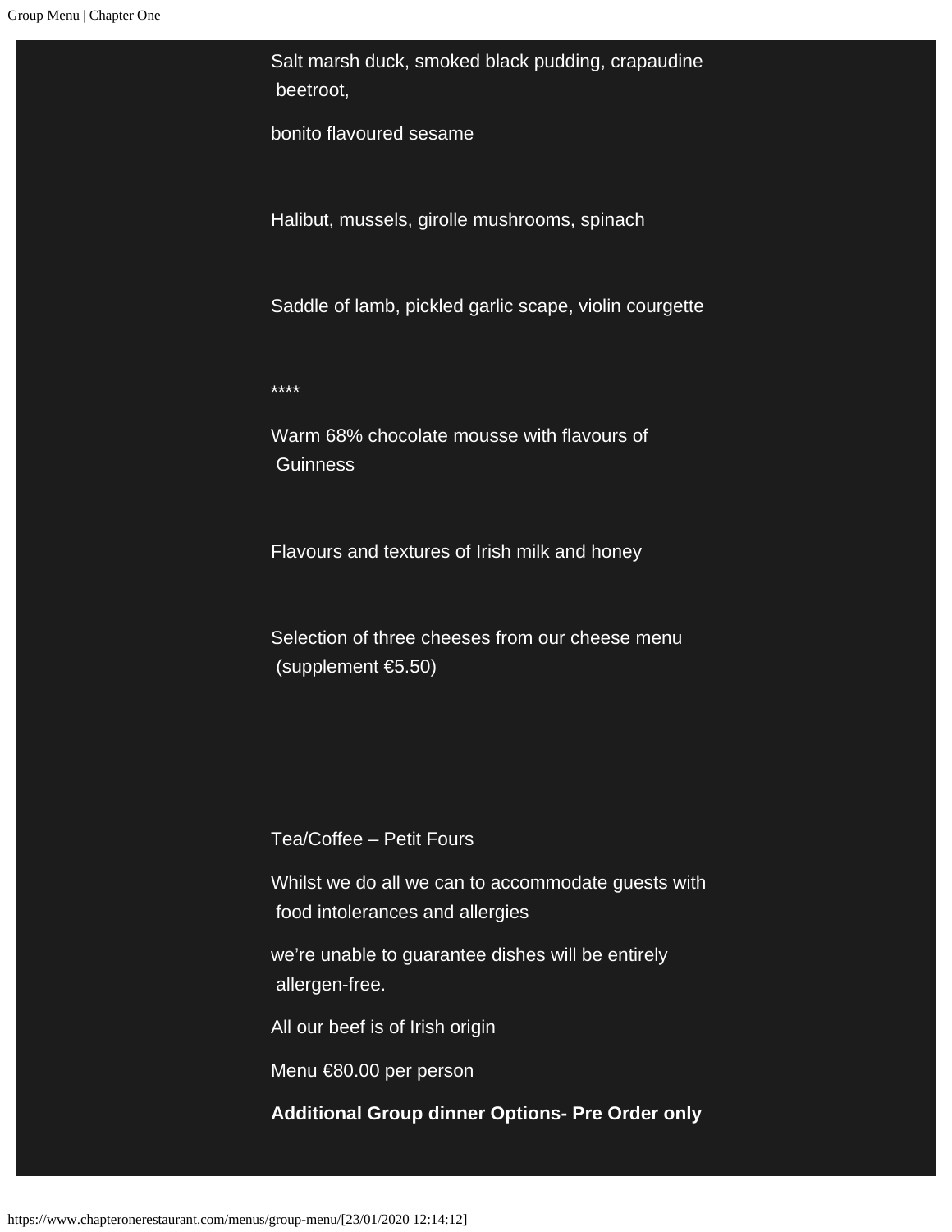Salt marsh duck, smoked black pudding, crapaudine beetroot,

bonito flavoured sesame

Halibut, mussels, girolle mushrooms, spinach

Saddle of lamb, pickled garlic scape, violin courgette

****

Warm 68% chocolate mousse with flavours of Guinness

Flavours and textures of Irish milk and honey

Selection of three cheeses from our cheese menu (supplement €5.50)

Tea/Coffee – Petit Fours

Whilst we do all we can to accommodate guests with food intolerances and allergies

we're unable to guarantee dishes will be entirely allergen-free.

All our beef is of Irish origin

Menu €80.00 per person

**Additional Group dinner Options- Pre Order only**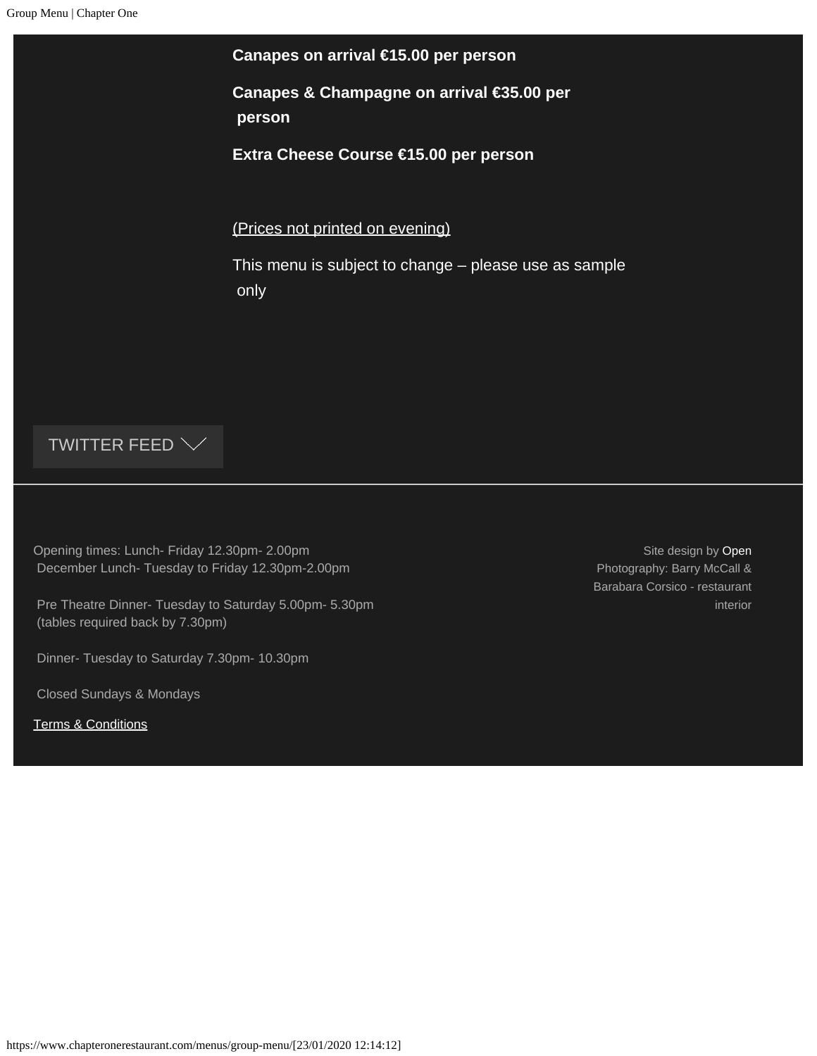**Canapes on arrival €15.00 per person**

**Canapes & Champagne on arrival €35.00 per person**

**Extra Cheese Course €15.00 per person**

(Prices not printed on evening)

This menu is subject to change – please use as sample only

TWITTER FEED

Opening times: Lunch- Friday 12.30pm- 2.00pm
December Lunch- Tuesday to Friday 12.30pm-2.00pm

Pre Theatre Dinner- Tuesday to Saturday 5.00pm- 5.30pm (tables required back by 7.30pm)

Dinner- Tuesday to Saturday 7.30pm- 10.30pm

Closed Sundays & Mondays

Terms & Conditions

Site design by Open
Photography: Barry McCall & Barabara Corsico - restaurant interior